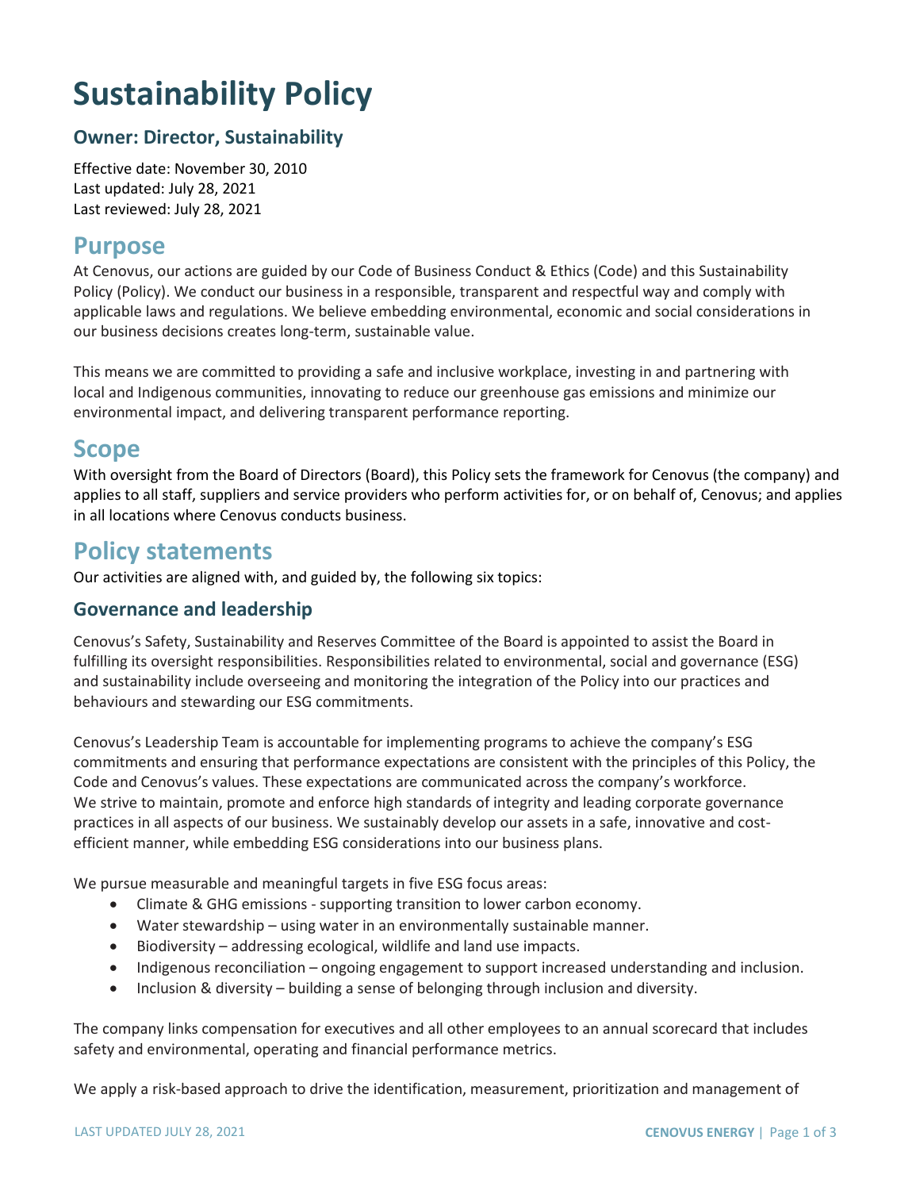# Sustainability Policy

### Owner: Director, Sustainability

Effective date: November 30, 2010
Last updated: July 28, 2021
Last reviewed: July 28, 2021

## Purpose

At Cenovus, our actions are guided by our Code of Business Conduct & Ethics (Code) and this Sustainability Policy (Policy). We conduct our business in a responsible, transparent and respectful way and comply with applicable laws and regulations. We believe embedding environmental, economic and social considerations in our business decisions creates long-term, sustainable value.

This means we are committed to providing a safe and inclusive workplace, investing in and partnering with local and Indigenous communities, innovating to reduce our greenhouse gas emissions and minimize our environmental impact, and delivering transparent performance reporting.

## Scope

With oversight from the Board of Directors (Board), this Policy sets the framework for Cenovus (the company) and applies to all staff, suppliers and service providers who perform activities for, or on behalf of, Cenovus; and applies in all locations where Cenovus conducts business.

## Policy statements

Our activities are aligned with, and guided by, the following six topics:

### Governance and leadership

Cenovus's Safety, Sustainability and Reserves Committee of the Board is appointed to assist the Board in fulfilling its oversight responsibilities. Responsibilities related to environmental, social and governance (ESG) and sustainability include overseeing and monitoring the integration of the Policy into our practices and behaviours and stewarding our ESG commitments.

Cenovus's Leadership Team is accountable for implementing programs to achieve the company's ESG commitments and ensuring that performance expectations are consistent with the principles of this Policy, the Code and Cenovus's values. These expectations are communicated across the company's workforce. We strive to maintain, promote and enforce high standards of integrity and leading corporate governance practices in all aspects of our business. We sustainably develop our assets in a safe, innovative and cost-efficient manner, while embedding ESG considerations into our business plans.

We pursue measurable and meaningful targets in five ESG focus areas:

- Climate & GHG emissions - supporting transition to lower carbon economy.
- Water stewardship – using water in an environmentally sustainable manner.
- Biodiversity – addressing ecological, wildlife and land use impacts.
- Indigenous reconciliation – ongoing engagement to support increased understanding and inclusion.
- Inclusion & diversity – building a sense of belonging through inclusion and diversity.

The company links compensation for executives and all other employees to an annual scorecard that includes safety and environmental, operating and financial performance metrics.

We apply a risk-based approach to drive the identification, measurement, prioritization and management of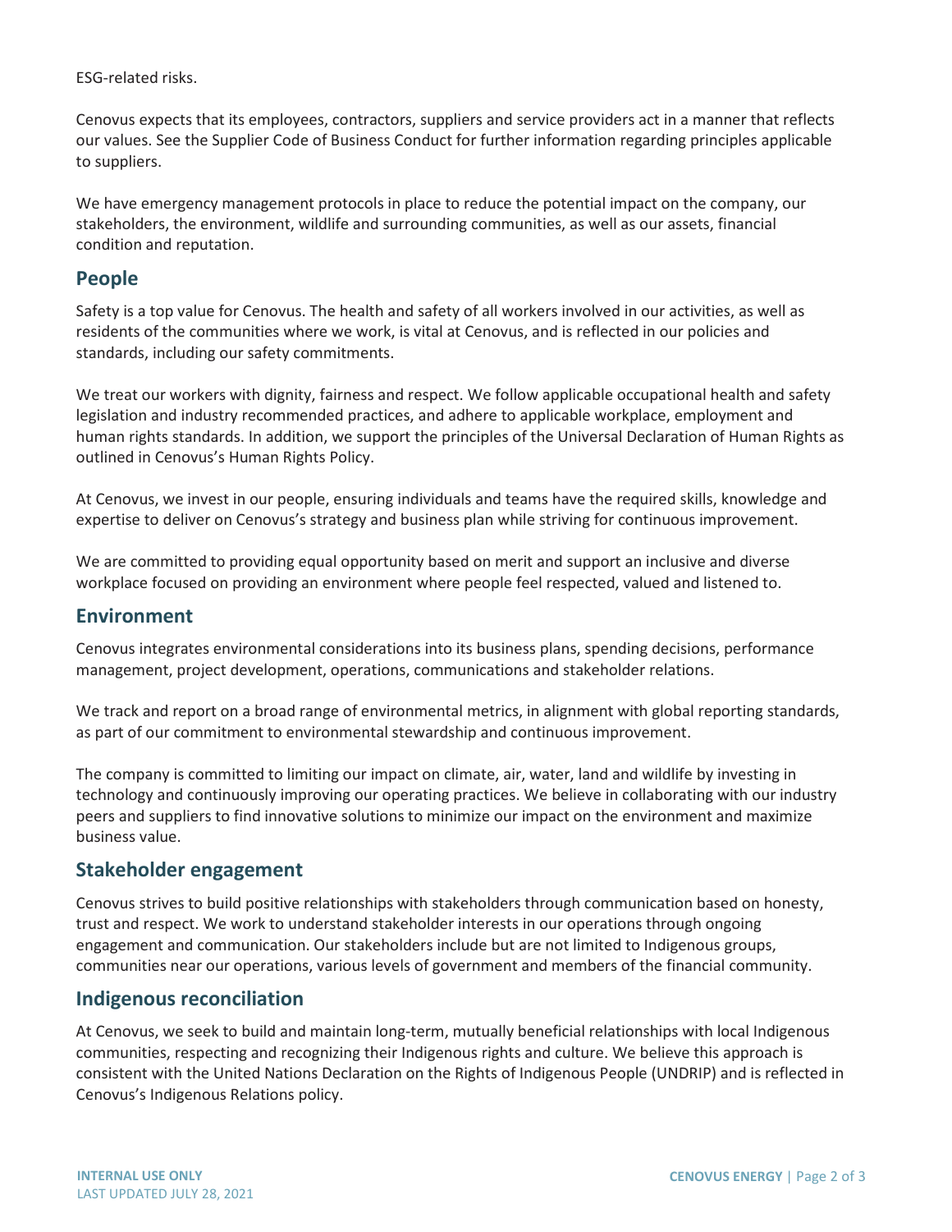ESG-related risks.

Cenovus expects that its employees, contractors, suppliers and service providers act in a manner that reflects our values. See the Supplier Code of Business Conduct for further information regarding principles applicable to suppliers.

We have emergency management protocols in place to reduce the potential impact on the company, our stakeholders, the environment, wildlife and surrounding communities, as well as our assets, financial condition and reputation.

## People

Safety is a top value for Cenovus. The health and safety of all workers involved in our activities, as well as residents of the communities where we work, is vital at Cenovus, and is reflected in our policies and standards, including our safety commitments.

We treat our workers with dignity, fairness and respect. We follow applicable occupational health and safety legislation and industry recommended practices, and adhere to applicable workplace, employment and human rights standards. In addition, we support the principles of the Universal Declaration of Human Rights as outlined in Cenovus's Human Rights Policy.

At Cenovus, we invest in our people, ensuring individuals and teams have the required skills, knowledge and expertise to deliver on Cenovus's strategy and business plan while striving for continuous improvement.

We are committed to providing equal opportunity based on merit and support an inclusive and diverse workplace focused on providing an environment where people feel respected, valued and listened to.

## Environment

Cenovus integrates environmental considerations into its business plans, spending decisions, performance management, project development, operations, communications and stakeholder relations.

We track and report on a broad range of environmental metrics, in alignment with global reporting standards, as part of our commitment to environmental stewardship and continuous improvement.

The company is committed to limiting our impact on climate, air, water, land and wildlife by investing in technology and continuously improving our operating practices. We believe in collaborating with our industry peers and suppliers to find innovative solutions to minimize our impact on the environment and maximize business value.

## Stakeholder engagement

Cenovus strives to build positive relationships with stakeholders through communication based on honesty, trust and respect. We work to understand stakeholder interests in our operations through ongoing engagement and communication. Our stakeholders include but are not limited to Indigenous groups, communities near our operations, various levels of government and members of the financial community.

## Indigenous reconciliation

At Cenovus, we seek to build and maintain long-term, mutually beneficial relationships with local Indigenous communities, respecting and recognizing their Indigenous rights and culture. We believe this approach is consistent with the United Nations Declaration on the Rights of Indigenous People (UNDRIP) and is reflected in Cenovus's Indigenous Relations policy.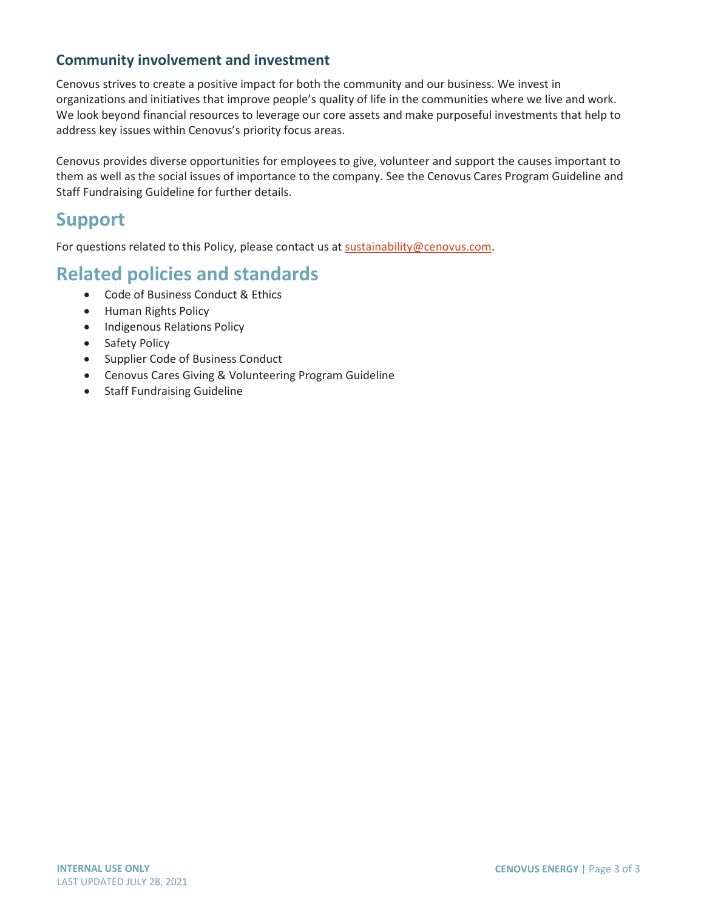### Community involvement and investment

Cenovus strives to create a positive impact for both the community and our business. We invest in organizations and initiatives that improve people's quality of life in the communities where we live and work. We look beyond financial resources to leverage our core assets and make purposeful investments that help to address key issues within Cenovus's priority focus areas.

Cenovus provides diverse opportunities for employees to give, volunteer and support the causes important to them as well as the social issues of importance to the company. See the Cenovus Cares Program Guideline and Staff Fundraising Guideline for further details.

## Support

For questions related to this Policy, please contact us at sustainability@cenovus.com.

## Related policies and standards

- Code of Business Conduct & Ethics
- Human Rights Policy
- Indigenous Relations Policy
- Safety Policy
- Supplier Code of Business Conduct
- Cenovus Cares Giving & Volunteering Program Guideline
- Staff Fundraising Guideline